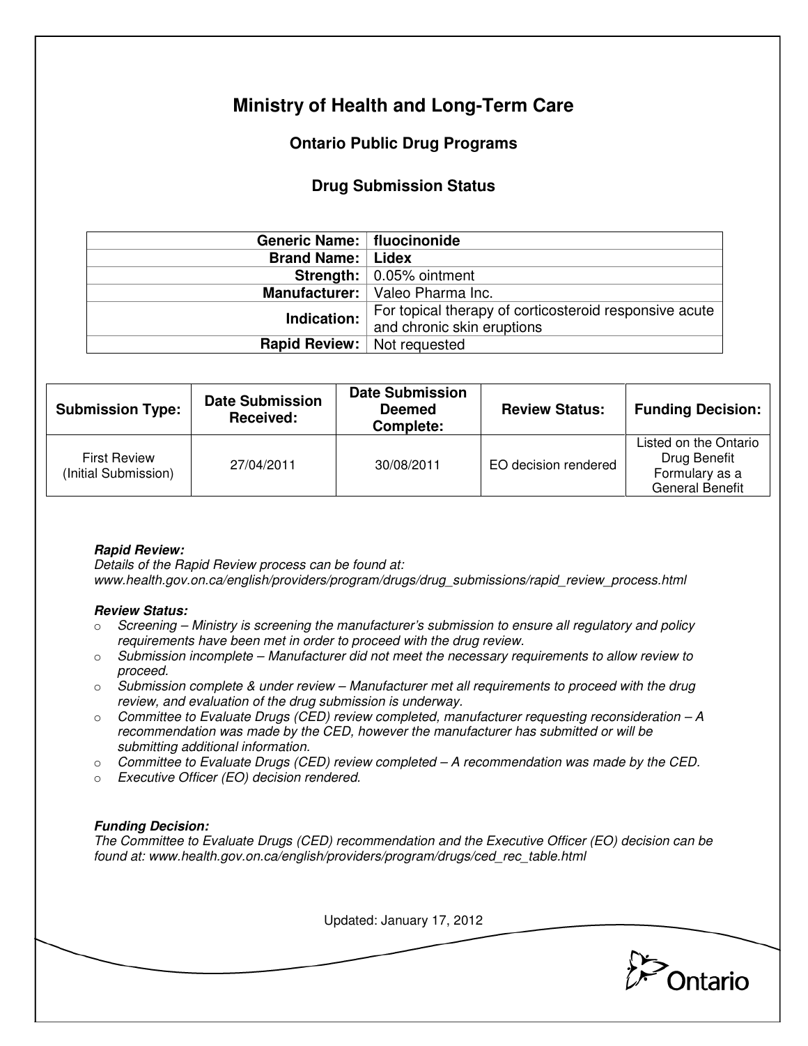# Ministry of Health and Long-Term Care

## Ontario Public Drug Programs

### Drug Submission Status

| | |
|---|---|
| **Generic Name:** | **fluocinonide** |
| **Brand Name:** | **Lidex** |
| **Strength:** | 0.05% ointment |
| **Manufacturer:** | Valeo Pharma Inc. |
| **Indication:** | For topical therapy of corticosteroid responsive acute and chronic skin eruptions |
| **Rapid Review:** | Not requested |

| Submission Type: | Date Submission Received: | Date Submission Deemed Complete: | Review Status: | Funding Decision: |
|---|---|---|---|---|
| First Review (Initial Submission) | 27/04/2011 | 30/08/2011 | EO decision rendered | Listed on the Ontario Drug Benefit Formulary as a General Benefit |

***Rapid Review:***

*Details of the Rapid Review process can be found at: www.health.gov.on.ca/english/providers/program/drugs/drug_submissions/rapid_review_process.html*

***Review Status:***

- *Screening – Ministry is screening the manufacturer's submission to ensure all regulatory and policy requirements have been met in order to proceed with the drug review.*
- *Submission incomplete – Manufacturer did not meet the necessary requirements to allow review to proceed.*
- *Submission complete & under review – Manufacturer met all requirements to proceed with the drug review, and evaluation of the drug submission is underway.*
- *Committee to Evaluate Drugs (CED) review completed, manufacturer requesting reconsideration – A recommendation was made by the CED, however the manufacturer has submitted or will be submitting additional information.*
- *Committee to Evaluate Drugs (CED) review completed – A recommendation was made by the CED.*
- *Executive Officer (EO) decision rendered.*

***Funding Decision:***

*The Committee to Evaluate Drugs (CED) recommendation and the Executive Officer (EO) decision can be found at: www.health.gov.on.ca/english/providers/program/drugs/ced_rec_table.html*

Updated: January 17, 2012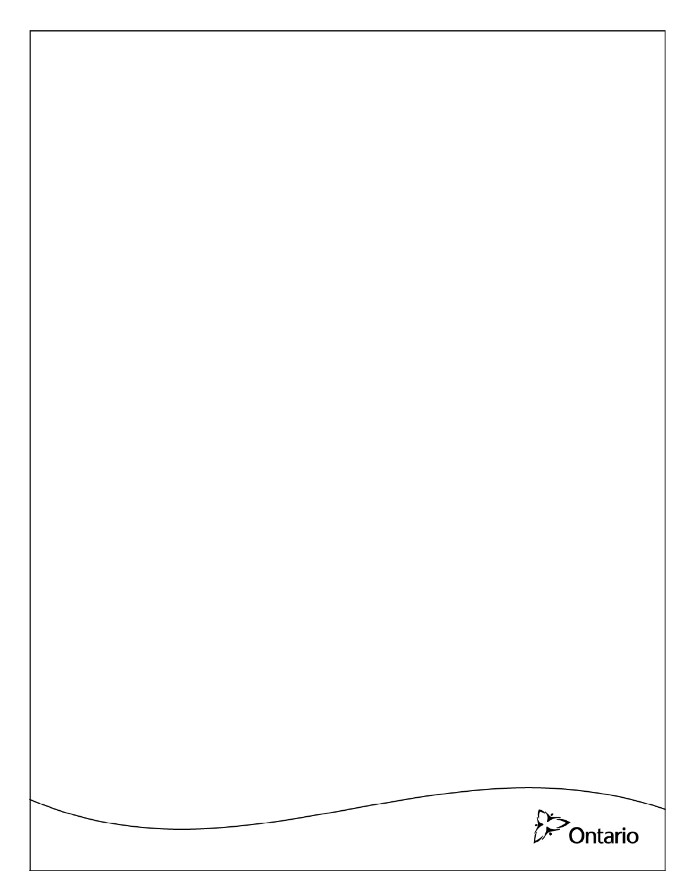Ontario